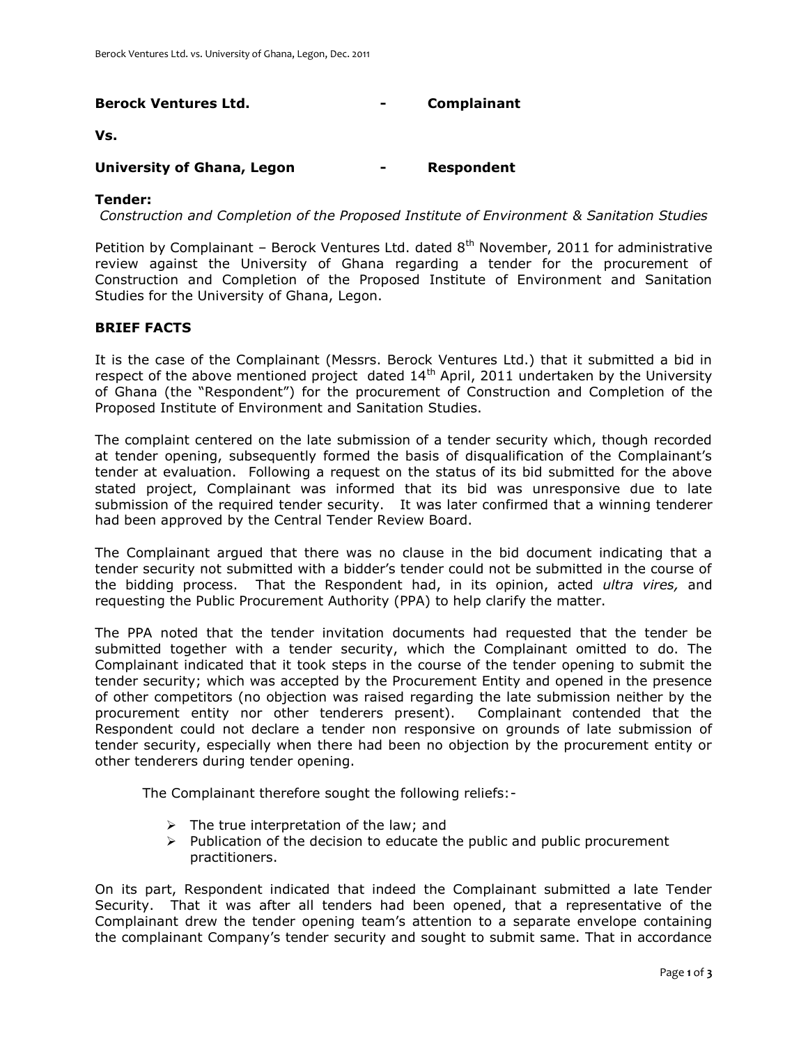**Berock Ventures Ltd. - Complainant**

**Vs.**

**University of Ghana, Legon - Respondent**

**Tender:**

*Construction and Completion of the Proposed Institute of Environment & Sanitation Studies*

Petition by Complainant – Berock Ventures Ltd. dated 8th November, 2011 for administrative review against the University of Ghana regarding a tender for the procurement of Construction and Completion of the Proposed Institute of Environment and Sanitation Studies for the University of Ghana, Legon.

**BRIEF FACTS**

It is the case of the Complainant (Messrs. Berock Ventures Ltd.) that it submitted a bid in respect of the above mentioned project dated 14th April, 2011 undertaken by the University of Ghana (the "Respondent") for the procurement of Construction and Completion of the Proposed Institute of Environment and Sanitation Studies.

The complaint centered on the late submission of a tender security which, though recorded at tender opening, subsequently formed the basis of disqualification of the Complainant's tender at evaluation. Following a request on the status of its bid submitted for the above stated project, Complainant was informed that its bid was unresponsive due to late submission of the required tender security. It was later confirmed that a winning tenderer had been approved by the Central Tender Review Board.

The Complainant argued that there was no clause in the bid document indicating that a tender security not submitted with a bidder's tender could not be submitted in the course of the bidding process. That the Respondent had, in its opinion, acted *ultra vires,* and requesting the Public Procurement Authority (PPA) to help clarify the matter.

The PPA noted that the tender invitation documents had requested that the tender be submitted together with a tender security, which the Complainant omitted to do. The Complainant indicated that it took steps in the course of the tender opening to submit the tender security; which was accepted by the Procurement Entity and opened in the presence of other competitors (no objection was raised regarding the late submission neither by the procurement entity nor other tenderers present). Complainant contended that the Respondent could not declare a tender non responsive on grounds of late submission of tender security, especially when there had been no objection by the procurement entity or other tenderers during tender opening.

The Complainant therefore sought the following reliefs:-

- The true interpretation of the law; and
- Publication of the decision to educate the public and public procurement practitioners.

On its part, Respondent indicated that indeed the Complainant submitted a late Tender Security. That it was after all tenders had been opened, that a representative of the Complainant drew the tender opening team's attention to a separate envelope containing the complainant Company's tender security and sought to submit same. That in accordance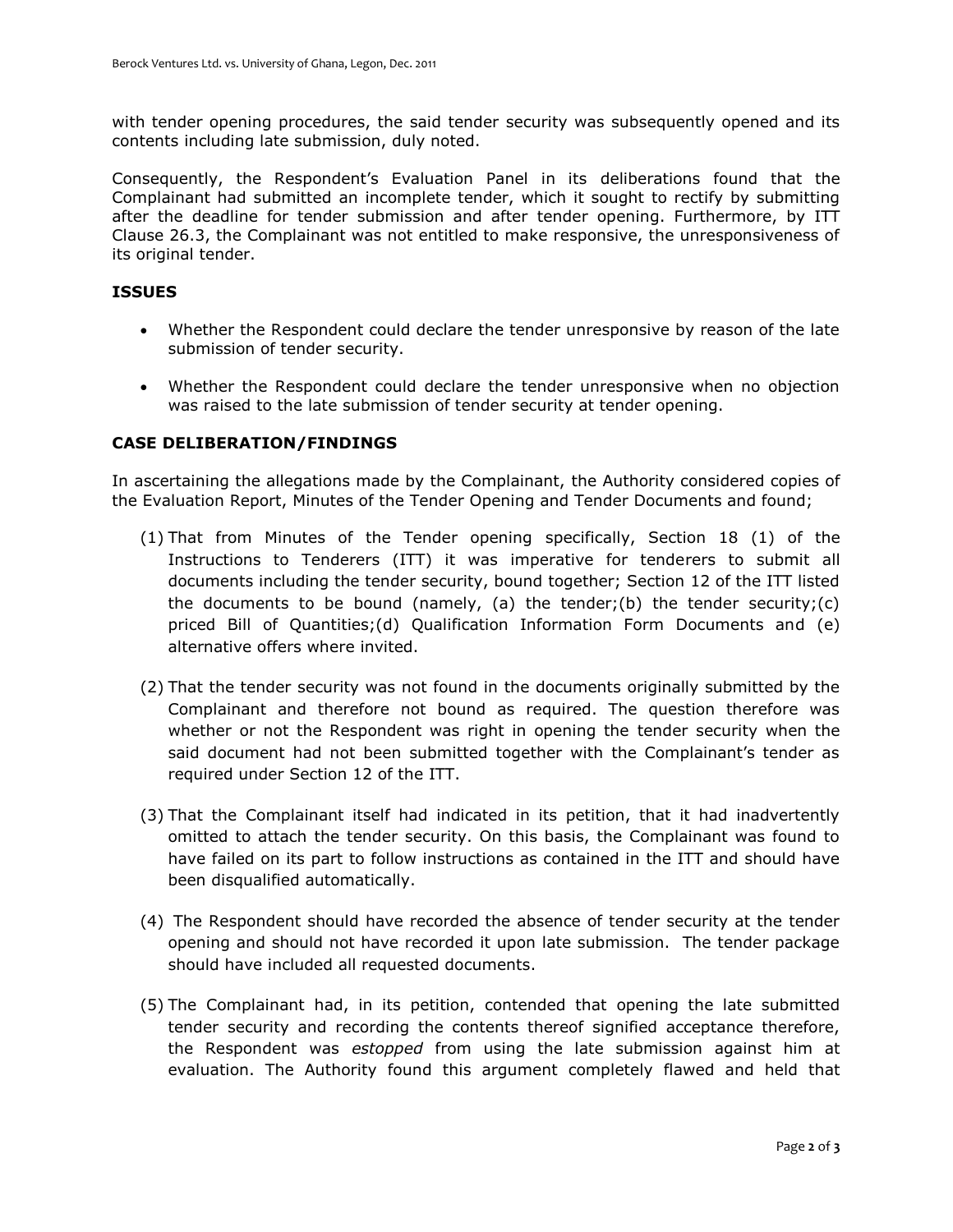with tender opening procedures, the said tender security was subsequently opened and its contents including late submission, duly noted.

Consequently, the Respondent's Evaluation Panel in its deliberations found that the Complainant had submitted an incomplete tender, which it sought to rectify by submitting after the deadline for tender submission and after tender opening. Furthermore, by ITT Clause 26.3, the Complainant was not entitled to make responsive, the unresponsiveness of its original tender.

## ISSUES

- Whether the Respondent could declare the tender unresponsive by reason of the late submission of tender security.
- Whether the Respondent could declare the tender unresponsive when no objection was raised to the late submission of tender security at tender opening.

## CASE DELIBERATION/FINDINGS

In ascertaining the allegations made by the Complainant, the Authority considered copies of the Evaluation Report, Minutes of the Tender Opening and Tender Documents and found;

(1) That from Minutes of the Tender opening specifically, Section 18 (1) of the Instructions to Tenderers (ITT) it was imperative for tenderers to submit all documents including the tender security, bound together; Section 12 of the ITT listed the documents to be bound (namely, (a) the tender;(b) the tender security;(c) priced Bill of Quantities;(d) Qualification Information Form Documents and (e) alternative offers where invited.

(2) That the tender security was not found in the documents originally submitted by the Complainant and therefore not bound as required. The question therefore was whether or not the Respondent was right in opening the tender security when the said document had not been submitted together with the Complainant's tender as required under Section 12 of the ITT.

(3) That the Complainant itself had indicated in its petition, that it had inadvertently omitted to attach the tender security. On this basis, the Complainant was found to have failed on its part to follow instructions as contained in the ITT and should have been disqualified automatically.

(4) The Respondent should have recorded the absence of tender security at the tender opening and should not have recorded it upon late submission. The tender package should have included all requested documents.

(5) The Complainant had, in its petition, contended that opening the late submitted tender security and recording the contents thereof signified acceptance therefore, the Respondent was *estopped* from using the late submission against him at evaluation. The Authority found this argument completely flawed and held that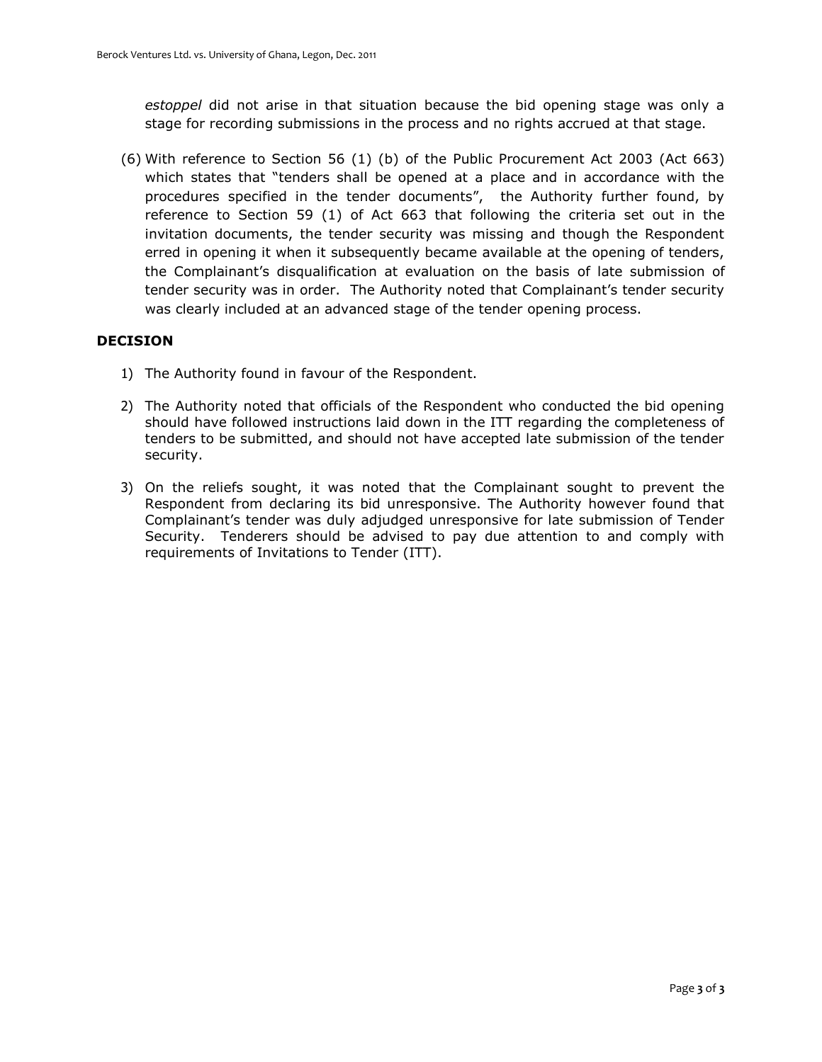*estoppel* did not arise in that situation because the bid opening stage was only a stage for recording submissions in the process and no rights accrued at that stage.

(6) With reference to Section 56 (1) (b) of the Public Procurement Act 2003 (Act 663) which states that "tenders shall be opened at a place and in accordance with the procedures specified in the tender documents", the Authority further found, by reference to Section 59 (1) of Act 663 that following the criteria set out in the invitation documents, the tender security was missing and though the Respondent erred in opening it when it subsequently became available at the opening of tenders, the Complainant's disqualification at evaluation on the basis of late submission of tender security was in order. The Authority noted that Complainant's tender security was clearly included at an advanced stage of the tender opening process.

## DECISION

1) The Authority found in favour of the Respondent.

2) The Authority noted that officials of the Respondent who conducted the bid opening should have followed instructions laid down in the ITT regarding the completeness of tenders to be submitted, and should not have accepted late submission of the tender security.

3) On the reliefs sought, it was noted that the Complainant sought to prevent the Respondent from declaring its bid unresponsive. The Authority however found that Complainant's tender was duly adjudged unresponsive for late submission of Tender Security. Tenderers should be advised to pay due attention to and comply with requirements of Invitations to Tender (ITT).